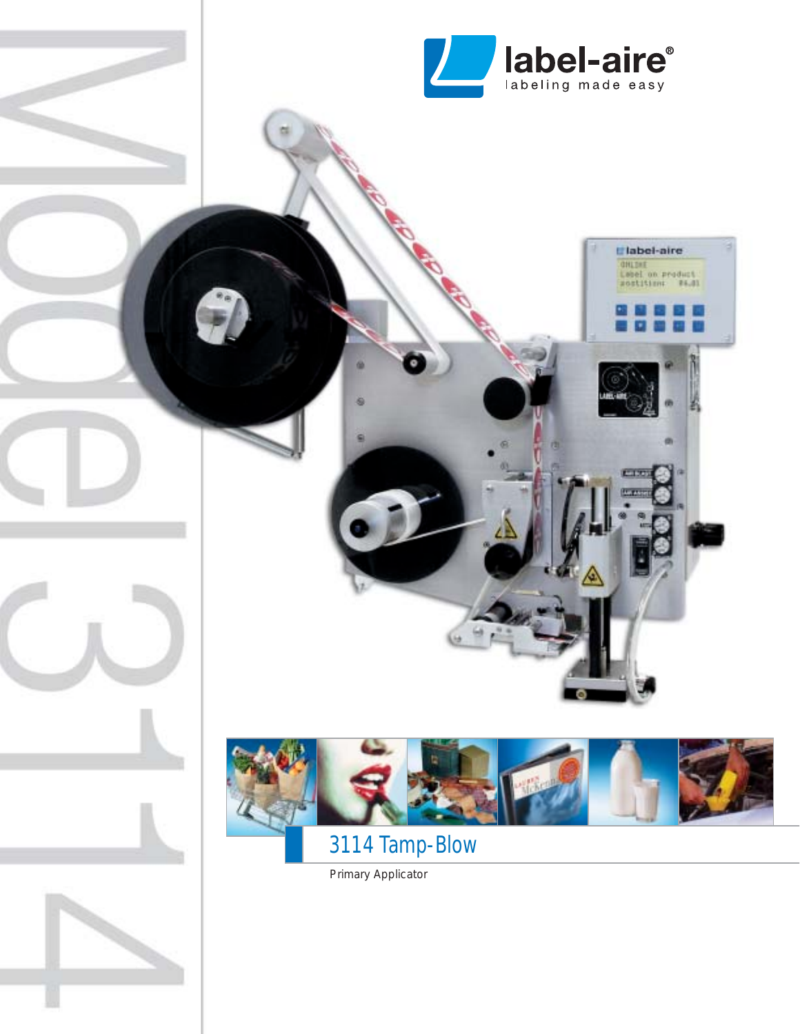label-aire®
labeling made easy

Model 3114

# 3114 Tamp-Blow

Primary Applicator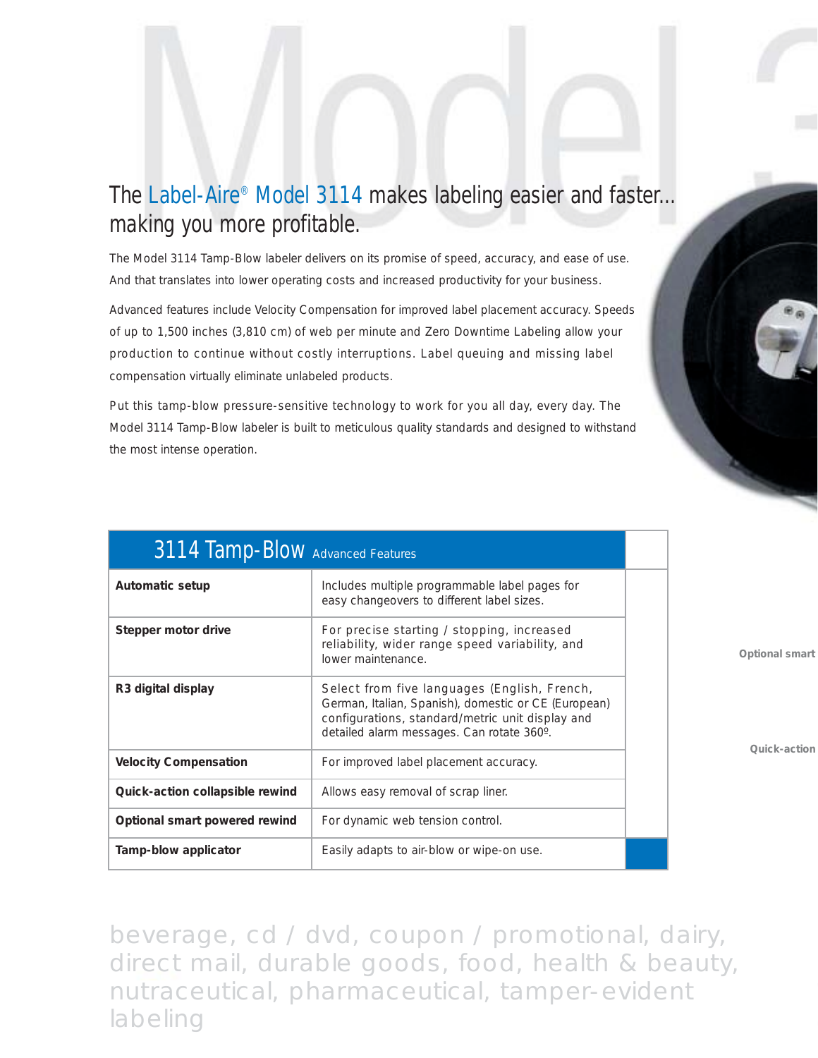# The Label-Aire® Model 3114 makes labeling easier and faster... making you more profitable.

The Model 3114 Tamp-Blow labeler delivers on its promise of speed, accuracy, and ease of use. And that translates into lower operating costs and increased productivity for your business.

Advanced features include Velocity Compensation for improved label placement accuracy. Speeds of up to 1,500 inches (3,810 cm) of web per minute and Zero Downtime Labeling allow your production to continue without costly interruptions. Label queuing and missing label compensation virtually eliminate unlabeled products.

Put this tamp-blow pressure-sensitive technology to work for you all day, every day. The Model 3114 Tamp-Blow labeler is built to meticulous quality standards and designed to withstand the most intense operation.

| 3114 Tamp-Blow Advanced Features | |
|---|---|
| **Automatic setup** | Includes multiple programmable label pages for easy changeovers to different label sizes. |
| **Stepper motor drive** | For precise starting / stopping, increased reliability, wider range speed variability, and lower maintenance. |
| **R3 digital display** | Select from five languages (English, French, German, Italian, Spanish), domestic or CE (European) configurations, standard/metric unit display and detailed alarm messages. Can rotate 360º. |
| **Velocity Compensation** | For improved label placement accuracy. |
| **Quick-action collapsible rewind** | Allows easy removal of scrap liner. |
| **Optional smart powered rewind** | For dynamic web tension control. |
| **Tamp-blow applicator** | Easily adapts to air-blow or wipe-on use. |

Optional smart

Quick-action

beverage, cd / dvd, coupon / promotional, dairy, direct mail, durable goods, food, health & beauty, nutraceutical, pharmaceutical, tamper-evident labeling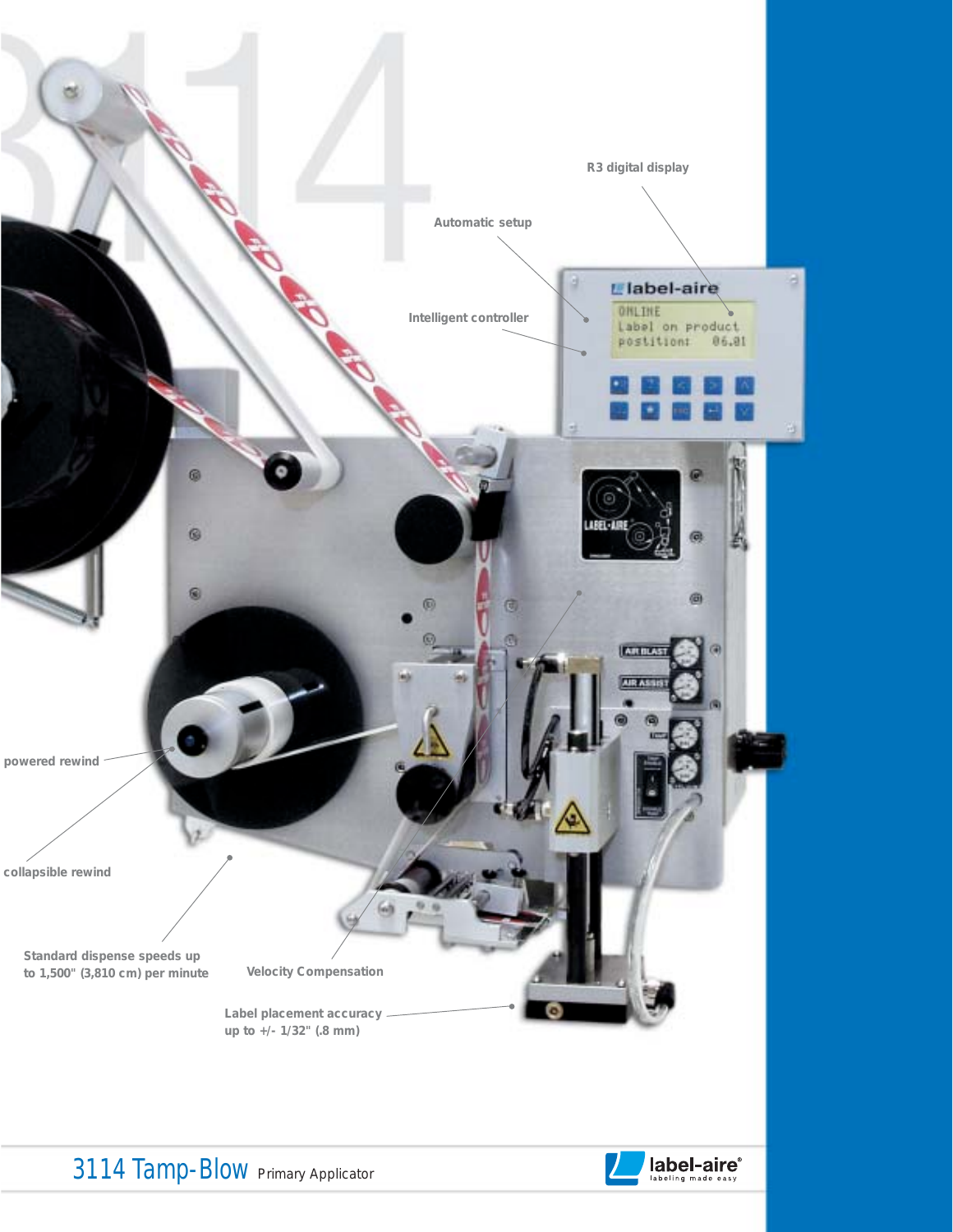R3 digital display

Automatic setup

Intelligent controller

powered rewind

collapsible rewind

Standard dispense speeds up to 1,500" (3,810 cm) per minute

Velocity Compensation

Label placement accuracy up to +/- 1/32" (.8 mm)

# 3114 Tamp-Blow Primary Applicator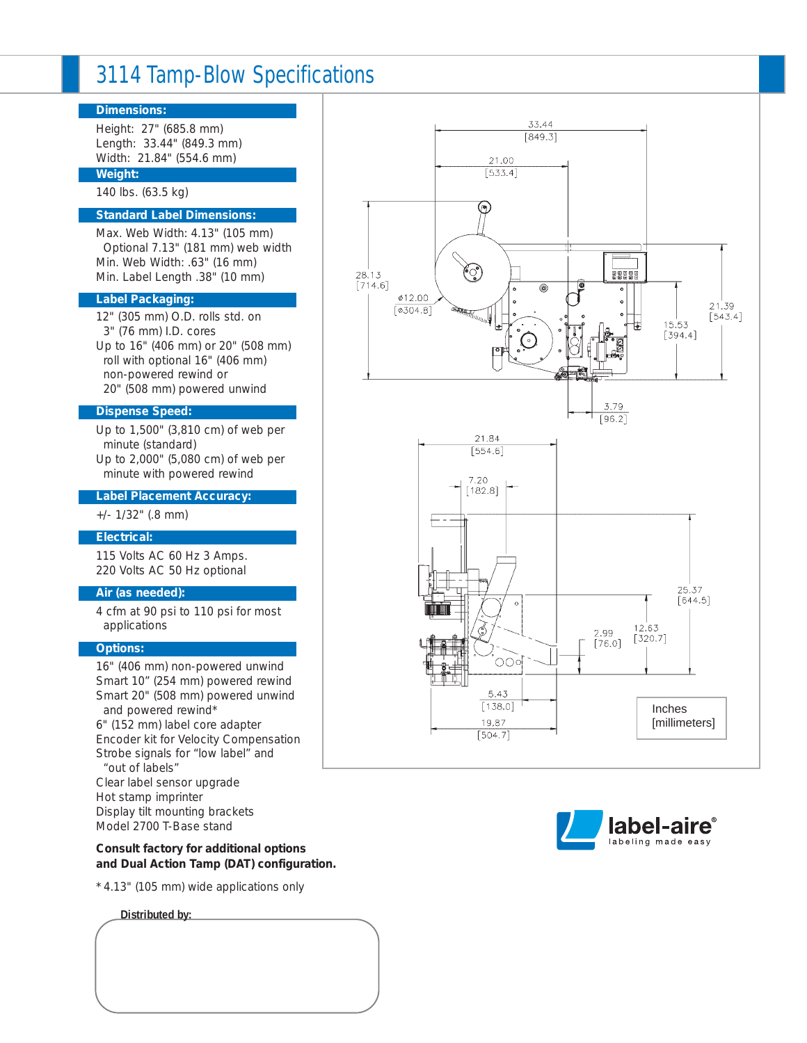# 3114 Tamp-Blow Specifications

## Dimensions:

Height: 27" (685.8 mm)
Length: 33.44" (849.3 mm)
Width: 21.84" (554.6 mm)

## Weight:

140 lbs. (63.5 kg)

## Standard Label Dimensions:

Max. Web Width: 4.13" (105 mm)
Optional 7.13" (181 mm) web width
Min. Web Width: .63" (16 mm)
Min. Label Length .38" (10 mm)

## Label Packaging:

12" (305 mm) O.D. rolls std. on 3" (76 mm) I.D. cores
Up to 16" (406 mm) or 20" (508 mm) roll with optional 16" (406 mm) non-powered rewind or 20" (508 mm) powered unwind

## Dispense Speed:

Up to 1,500" (3,810 cm) of web per minute (standard)
Up to 2,000" (5,080 cm) of web per minute with powered rewind

## Label Placement Accuracy:

+/- 1/32" (.8 mm)

## Electrical:

115 Volts AC 60 Hz 3 Amps.
220 Volts AC 50 Hz optional

## Air (as needed):

4 cfm at 90 psi to 110 psi for most applications

## Options:

16" (406 mm) non-powered unwind
Smart 10" (254 mm) powered rewind
Smart 20" (508 mm) powered unwind and powered rewind*
6" (152 mm) label core adapter
Encoder kit for Velocity Compensation
Strobe signals for "low label" and "out of labels"
Clear label sensor upgrade
Hot stamp imprinter
Display tilt mounting brackets
Model 2700 T-Base stand

**Consult factory for additional options and Dual Action Tamp (DAT) configuration.**

* 4.13" (105 mm) wide applications only

33.44
[849.3]
21.00
[533.4]
28.13
[714.6]
ø12.00
[ø304.8]
21.39
[543.4]
15.53
[394.4]
3.79
[96.2]
21.84
[554.6]
7.20
[182.8]
25.37
[644.5]
12.63
[320.7]
2.99
[76.0]
5.43
[138.0]
19.87
[504.7]

Inches
[millimeters]

label-aire®
labeling made easy

Distributed by: